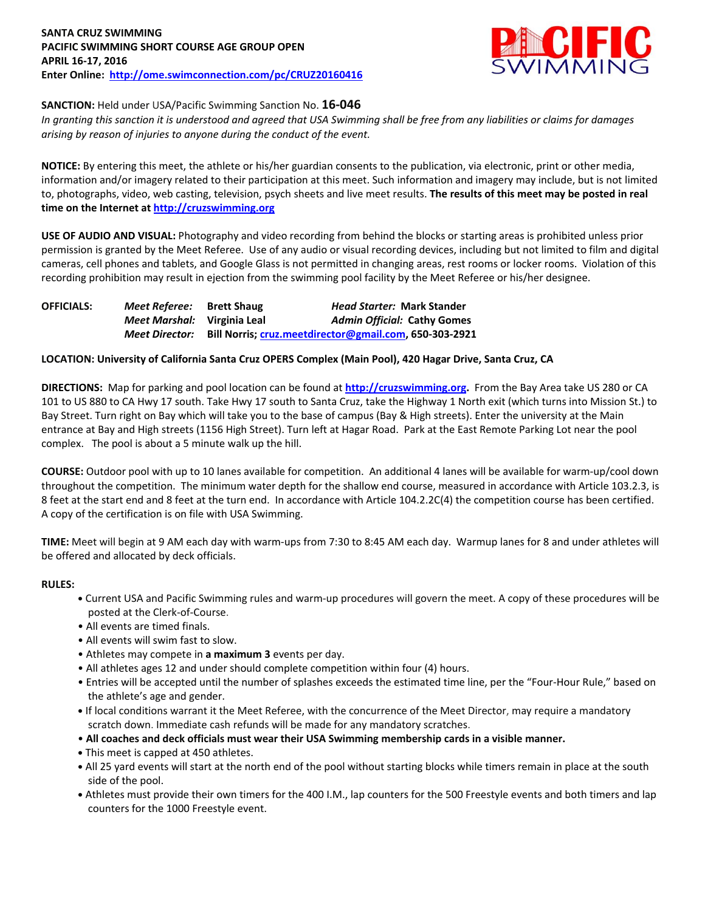**SANTA CRUZ SWIMMING**
**PACIFIC SWIMMING SHORT COURSE AGE GROUP OPEN**
**APRIL 16-17, 2016**
**Enter Online: [http://ome.swimconnection.com/pc/CRUZ20160416](http://ome.swimconnection.com/pc/CRUZ20160416)**

PACIFIC SWIMMING

**SANCTION:** Held under USA/Pacific Swimming Sanction No. **16-046**

*In granting this sanction it is understood and agreed that USA Swimming shall be free from any liabilities or claims for damages arising by reason of injuries to anyone during the conduct of the event.*

**NOTICE:** By entering this meet, the athlete or his/her guardian consents to the publication, via electronic, print or other media, information and/or imagery related to their participation at this meet. Such information and imagery may include, but is not limited to, photographs, video, web casting, television, psych sheets and live meet results. **The results of this meet may be posted in real time on the Internet at [http://cruzswimming.org](http://cruzswimming.org)**

**USE OF AUDIO AND VISUAL:** Photography and video recording from behind the blocks or starting areas is prohibited unless prior permission is granted by the Meet Referee. Use of any audio or visual recording devices, including but not limited to film and digital cameras, cell phones and tablets, and Google Glass is not permitted in changing areas, rest rooms or locker rooms. Violation of this recording prohibition may result in ejection from the swimming pool facility by the Meet Referee or his/her designee.

**OFFICIALS:**

*Meet Referee:* **Brett Shaug** — *Head Starter:* **Mark Stander**
*Meet Marshal:* **Virginia Leal** — *Admin Official:* **Cathy Gomes**
*Meet Director:* **Bill Norris; [cruz.meetdirector@gmail.com](mailto:cruz.meetdirector@gmail.com), 650-303-2921**

**LOCATION: University of California Santa Cruz OPERS Complex (Main Pool), 420 Hagar Drive, Santa Cruz, CA**

**DIRECTIONS:** Map for parking and pool location can be found at **[http://cruzswimming.org](http://cruzswimming.org).** From the Bay Area take US 280 or CA 101 to US 880 to CA Hwy 17 south. Take Hwy 17 south to Santa Cruz, take the Highway 1 North exit (which turns into Mission St.) to Bay Street. Turn right on Bay which will take you to the base of campus (Bay & High streets). Enter the university at the Main entrance at Bay and High streets (1156 High Street). Turn left at Hagar Road. Park at the East Remote Parking Lot near the pool complex. The pool is about a 5 minute walk up the hill.

**COURSE:** Outdoor pool with up to 10 lanes available for competition. An additional 4 lanes will be available for warm-up/cool down throughout the competition. The minimum water depth for the shallow end course, measured in accordance with Article 103.2.3, is 8 feet at the start end and 8 feet at the turn end. In accordance with Article 104.2.2C(4) the competition course has been certified. A copy of the certification is on file with USA Swimming.

**TIME:** Meet will begin at 9 AM each day with warm-ups from 7:30 to 8:45 AM each day. Warmup lanes for 8 and under athletes will be offered and allocated by deck officials.

**RULES:**

- Current USA and Pacific Swimming rules and warm-up procedures will govern the meet. A copy of these procedures will be posted at the Clerk-of-Course.
- All events are timed finals.
- All events will swim fast to slow.
- Athletes may compete in **a maximum 3** events per day.
- All athletes ages 12 and under should complete competition within four (4) hours.
- Entries will be accepted until the number of splashes exceeds the estimated time line, per the "Four-Hour Rule," based on the athlete's age and gender.
- If local conditions warrant it the Meet Referee, with the concurrence of the Meet Director, may require a mandatory scratch down. Immediate cash refunds will be made for any mandatory scratches.
- **All coaches and deck officials must wear their USA Swimming membership cards in a visible manner.**
- This meet is capped at 450 athletes.
- All 25 yard events will start at the north end of the pool without starting blocks while timers remain in place at the south side of the pool.
- Athletes must provide their own timers for the 400 I.M., lap counters for the 500 Freestyle events and both timers and lap counters for the 1000 Freestyle event.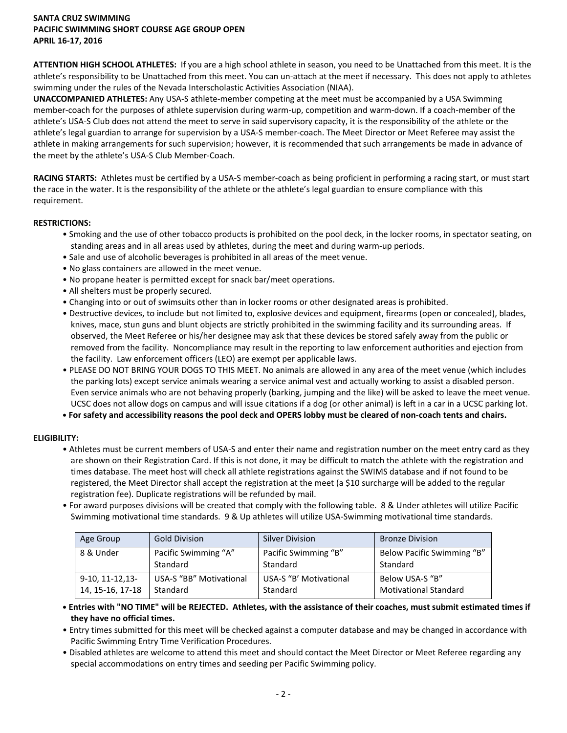**SANTA CRUZ SWIMMING**
**PACIFIC SWIMMING SHORT COURSE AGE GROUP OPEN**
**APRIL 16-17, 2016**

**ATTENTION HIGH SCHOOL ATHLETES:** If you are a high school athlete in season, you need to be Unattached from this meet. It is the athlete's responsibility to be Unattached from this meet. You can un-attach at the meet if necessary. This does not apply to athletes swimming under the rules of the Nevada Interscholastic Activities Association (NIAA).

**UNACCOMPANIED ATHLETES:** Any USA-S athlete-member competing at the meet must be accompanied by a USA Swimming member-coach for the purposes of athlete supervision during warm-up, competition and warm-down. If a coach-member of the athlete's USA-S Club does not attend the meet to serve in said supervisory capacity, it is the responsibility of the athlete or the athlete's legal guardian to arrange for supervision by a USA-S member-coach. The Meet Director or Meet Referee may assist the athlete in making arrangements for such supervision; however, it is recommended that such arrangements be made in advance of the meet by the athlete's USA-S Club Member-Coach.

**RACING STARTS:** Athletes must be certified by a USA-S member-coach as being proficient in performing a racing start, or must start the race in the water. It is the responsibility of the athlete or the athlete's legal guardian to ensure compliance with this requirement.

**RESTRICTIONS:**

- Smoking and the use of other tobacco products is prohibited on the pool deck, in the locker rooms, in spectator seating, on standing areas and in all areas used by athletes, during the meet and during warm-up periods.
- Sale and use of alcoholic beverages is prohibited in all areas of the meet venue.
- No glass containers are allowed in the meet venue.
- No propane heater is permitted except for snack bar/meet operations.
- All shelters must be properly secured.
- Changing into or out of swimsuits other than in locker rooms or other designated areas is prohibited.
- Destructive devices, to include but not limited to, explosive devices and equipment, firearms (open or concealed), blades, knives, mace, stun guns and blunt objects are strictly prohibited in the swimming facility and its surrounding areas. If observed, the Meet Referee or his/her designee may ask that these devices be stored safely away from the public or removed from the facility. Noncompliance may result in the reporting to law enforcement authorities and ejection from the facility. Law enforcement officers (LEO) are exempt per applicable laws.
- PLEASE DO NOT BRING YOUR DOGS TO THIS MEET. No animals are allowed in any area of the meet venue (which includes the parking lots) except service animals wearing a service animal vest and actually working to assist a disabled person. Even service animals who are not behaving properly (barking, jumping and the like) will be asked to leave the meet venue. UCSC does not allow dogs on campus and will issue citations if a dog (or other animal) is left in a car in a UCSC parking lot.
- **For safety and accessibility reasons the pool deck and OPERS lobby must be cleared of non-coach tents and chairs.**

**ELIGIBILITY:**

- Athletes must be current members of USA-S and enter their name and registration number on the meet entry card as they are shown on their Registration Card. If this is not done, it may be difficult to match the athlete with the registration and times database. The meet host will check all athlete registrations against the SWIMS database and if not found to be registered, the Meet Director shall accept the registration at the meet (a $10 surcharge will be added to the regular registration fee). Duplicate registrations will be refunded by mail.
- For award purposes divisions will be created that comply with the following table. 8 & Under athletes will utilize Pacific Swimming motivational time standards. 9 & Up athletes will utilize USA-Swimming motivational time standards.

| Age Group | Gold Division | Silver Division | Bronze Division |
|---|---|---|---|
| 8 & Under | Pacific Swimming "A" Standard | Pacific Swimming "B" Standard | Below Pacific Swimming "B" Standard |
| 9-10, 11-12, 13-14, 15-16, 17-18 | USA-S "BB" Motivational Standard | USA-S "B' Motivational Standard | Below USA-S "B" Motivational Standard |

- **Entries with "NO TIME" will be REJECTED. Athletes, with the assistance of their coaches, must submit estimated times if they have no official times.**
- Entry times submitted for this meet will be checked against a computer database and may be changed in accordance with Pacific Swimming Entry Time Verification Procedures.
- Disabled athletes are welcome to attend this meet and should contact the Meet Director or Meet Referee regarding any special accommodations on entry times and seeding per Pacific Swimming policy.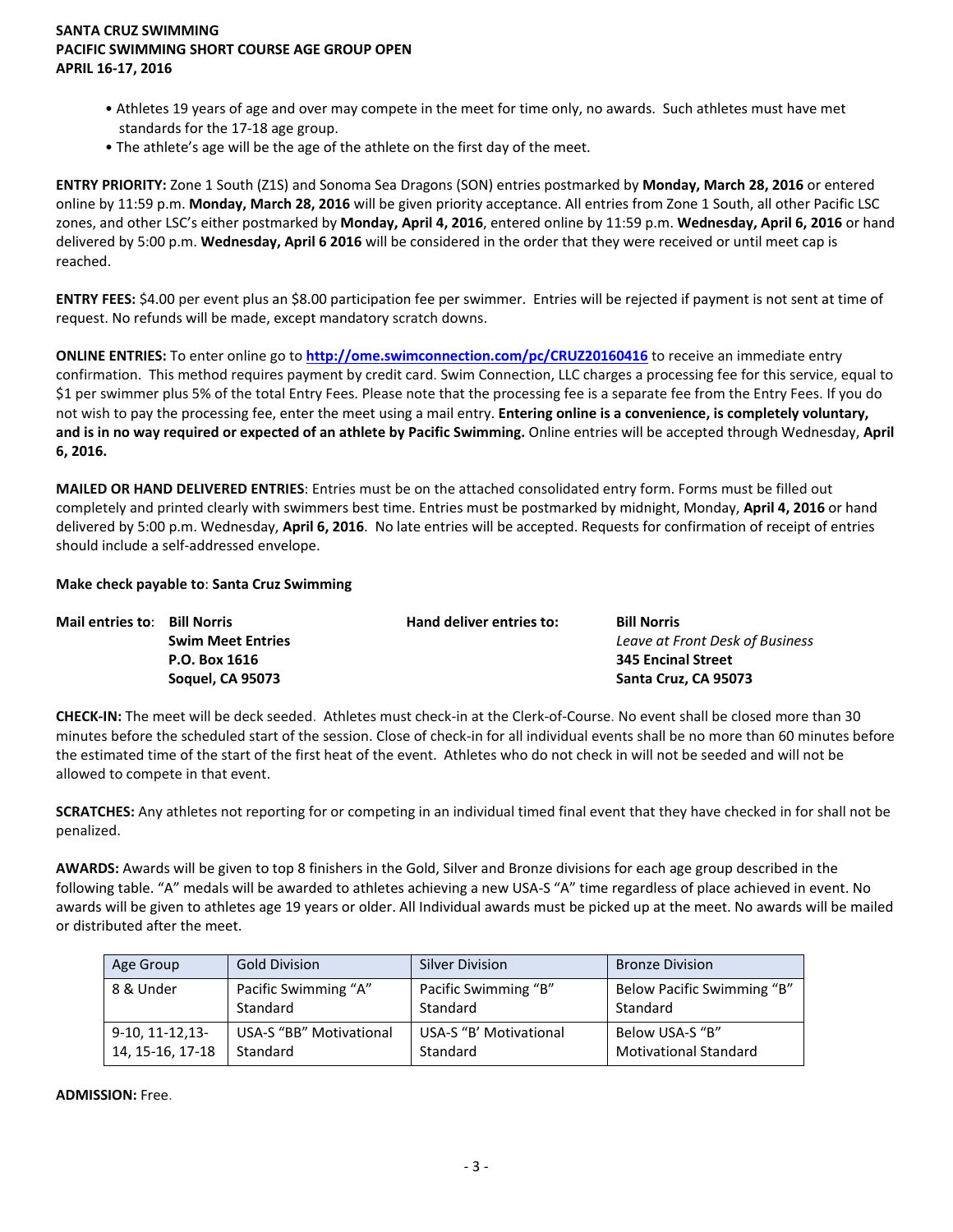- Athletes 19 years of age and over may compete in the meet for time only, no awards. Such athletes must have met standards for the 17-18 age group.
- The athlete's age will be the age of the athlete on the first day of the meet.

**ENTRY PRIORITY:** Zone 1 South (Z1S) and Sonoma Sea Dragons (SON) entries postmarked by **Monday, March 28, 2016** or entered online by 11:59 p.m. **Monday, March 28, 2016** will be given priority acceptance. All entries from Zone 1 South, all other Pacific LSC zones, and other LSC's either postmarked by **Monday, April 4, 2016**, entered online by 11:59 p.m. **Wednesday, April 6, 2016** or hand delivered by 5:00 p.m. **Wednesday, April 6 2016** will be considered in the order that they were received or until meet cap is reached.

**ENTRY FEES:** $4.00 per event plus an $8.00 participation fee per swimmer. Entries will be rejected if payment is not sent at time of request. No refunds will be made, except mandatory scratch downs.

**ONLINE ENTRIES:** To enter online go to **http://ome.swimconnection.com/pc/CRUZ20160416** to receive an immediate entry confirmation. This method requires payment by credit card. Swim Connection, LLC charges a processing fee for this service, equal to $1 per swimmer plus 5% of the total Entry Fees. Please note that the processing fee is a separate fee from the Entry Fees. If you do not wish to pay the processing fee, enter the meet using a mail entry. **Entering online is a convenience, is completely voluntary, and is in no way required or expected of an athlete by Pacific Swimming.** Online entries will be accepted through Wednesday, **April 6, 2016.**

**MAILED OR HAND DELIVERED ENTRIES**: Entries must be on the attached consolidated entry form. Forms must be filled out completely and printed clearly with swimmers best time. Entries must be postmarked by midnight, Monday, **April 4, 2016** or hand delivered by 5:00 p.m. Wednesday, **April 6, 2016**. No late entries will be accepted. Requests for confirmation of receipt of entries should include a self-addressed envelope.

**Make check payable to**: **Santa Cruz Swimming**

**Mail entries to**:
**Bill Norris**
**Swim Meet Entries**
**P.O. Box 1616**
**Soquel, CA 95073**

**Hand deliver entries to:**
**Bill Norris**
*Leave at Front Desk of Business*
**345 Encinal Street**
**Santa Cruz, CA 95073**

**CHECK-IN:** The meet will be deck seeded. Athletes must check-in at the Clerk-of-Course. No event shall be closed more than 30 minutes before the scheduled start of the session. Close of check-in for all individual events shall be no more than 60 minutes before the estimated time of the start of the first heat of the event. Athletes who do not check in will not be seeded and will not be allowed to compete in that event.

**SCRATCHES:** Any athletes not reporting for or competing in an individual timed final event that they have checked in for shall not be penalized.

**AWARDS:** Awards will be given to top 8 finishers in the Gold, Silver and Bronze divisions for each age group described in the following table. "A" medals will be awarded to athletes achieving a new USA-S "A" time regardless of place achieved in event. No awards will be given to athletes age 19 years or older. All Individual awards must be picked up at the meet. No awards will be mailed or distributed after the meet.

| Age Group | Gold Division | Silver Division | Bronze Division |
|---|---|---|---|
| 8 & Under | Pacific Swimming "A" Standard | Pacific Swimming "B" Standard | Below Pacific Swimming "B" Standard |
| 9-10, 11-12,13-14, 15-16, 17-18 | USA-S "BB" Motivational Standard | USA-S "B' Motivational Standard | Below USA-S "B" Motivational Standard |

**ADMISSION:** Free.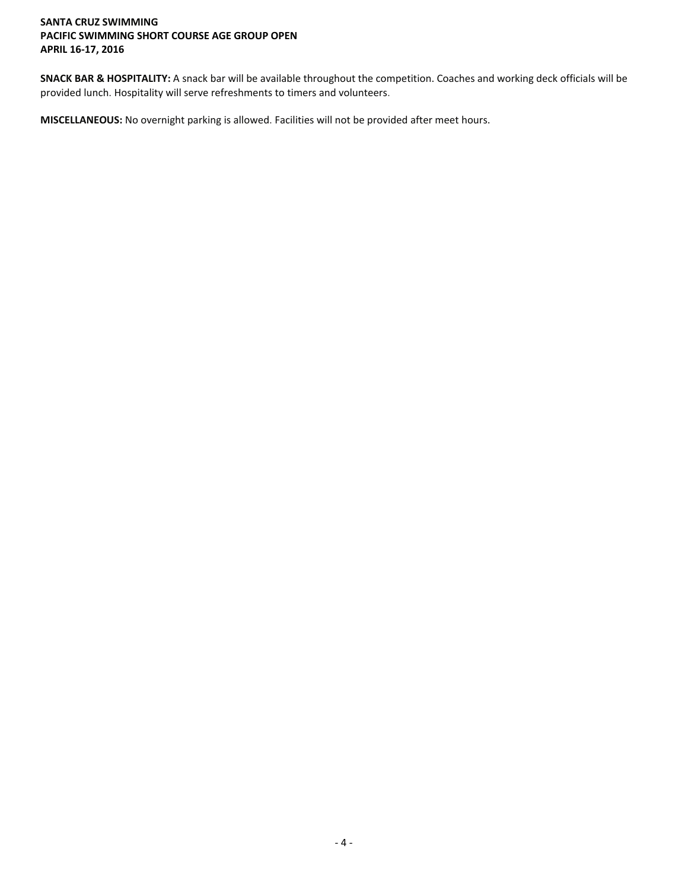**SNACK BAR & HOSPITALITY:** A snack bar will be available throughout the competition. Coaches and working deck officials will be provided lunch. Hospitality will serve refreshments to timers and volunteers.

**MISCELLANEOUS:** No overnight parking is allowed. Facilities will not be provided after meet hours.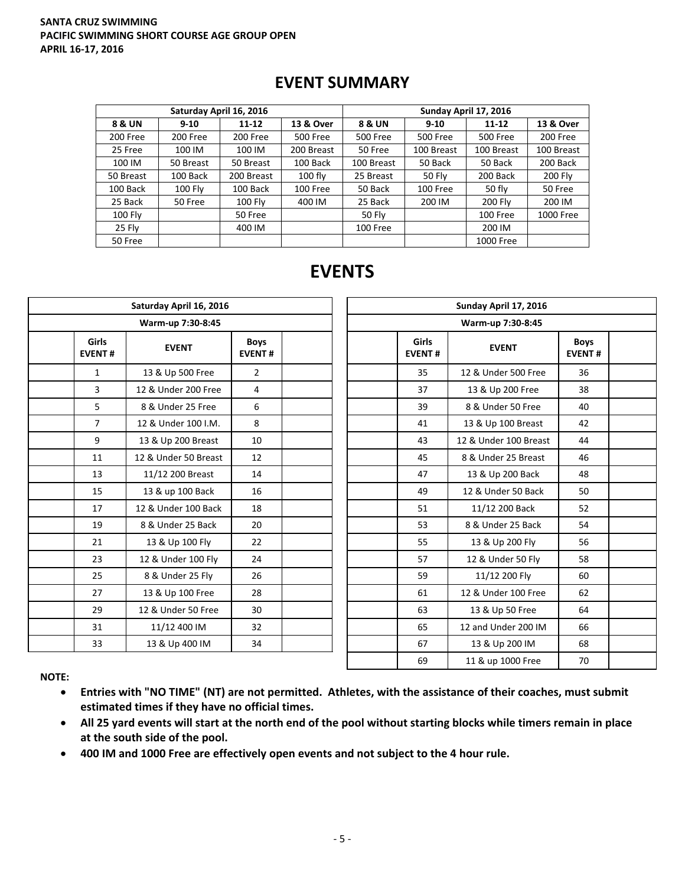**SANTA CRUZ SWIMMING**
**PACIFIC SWIMMING SHORT COURSE AGE GROUP OPEN**
**APRIL 16-17, 2016**

# EVENT SUMMARY

| Saturday April 16, 2016 | | | | Sunday April 17, 2016 | | | |
|---|---|---|---|---|---|---|---|
| **8 & UN** | **9-10** | **11-12** | **13 & Over** | **8 & UN** | **9-10** | **11-12** | **13 & Over** |
| 200 Free | 200 Free | 200 Free | 500 Free | 500 Free | 500 Free | 500 Free | 200 Free |
| 25 Free | 100 IM | 100 IM | 200 Breast | 50 Free | 100 Breast | 100 Breast | 100 Breast |
| 100 IM | 50 Breast | 50 Breast | 100 Back | 100 Breast | 50 Back | 50 Back | 200 Back |
| 50 Breast | 100 Back | 200 Breast | 100 fly | 25 Breast | 50 Fly | 200 Back | 200 Fly |
| 100 Back | 100 Fly | 100 Back | 100 Free | 50 Back | 100 Free | 50 fly | 50 Free |
| 25 Back | 50 Free | 100 Fly | 400 IM | 25 Back | 200 IM | 200 Fly | 200 IM |
| 100 Fly | | 50 Free | | 50 Fly | | 100 Free | 1000 Free |
| 25 Fly | | 400 IM | | 100 Free | | 200 IM | |
| 50 Free | | | | | | 1000 Free | |

# EVENTS

| Saturday April 16, 2016 | | | | |
|---|---|---|---|---|
| Warm-up 7:30-8:45 | | | | |
| | **Girls EVENT #** | **EVENT** | **Boys EVENT #** | |
| | 1 | 13 & Up 500 Free | 2 | |
| | 3 | 12 & Under 200 Free | 4 | |
| | 5 | 8 & Under 25 Free | 6 | |
| | 7 | 12 & Under 100 I.M. | 8 | |
| | 9 | 13 & Up 200 Breast | 10 | |
| | 11 | 12 & Under 50 Breast | 12 | |
| | 13 | 11/12 200 Breast | 14 | |
| | 15 | 13 & up 100 Back | 16 | |
| | 17 | 12 & Under 100 Back | 18 | |
| | 19 | 8 & Under 25 Back | 20 | |
| | 21 | 13 & Up 100 Fly | 22 | |
| | 23 | 12 & Under 100 Fly | 24 | |
| | 25 | 8 & Under 25 Fly | 26 | |
| | 27 | 13 & Up 100 Free | 28 | |
| | 29 | 12 & Under 50 Free | 30 | |
| | 31 | 11/12 400 IM | 32 | |
| | 33 | 13 & Up 400 IM | 34 | |

| Sunday April 17, 2016 | | | | |
|---|---|---|---|---|
| Warm-up 7:30-8:45 | | | | |
| | **Girls EVENT #** | **EVENT** | **Boys EVENT #** | |
| | 35 | 12 & Under 500 Free | 36 | |
| | 37 | 13 & Up 200 Free | 38 | |
| | 39 | 8 & Under 50 Free | 40 | |
| | 41 | 13 & Up 100 Breast | 42 | |
| | 43 | 12 & Under 100 Breast | 44 | |
| | 45 | 8 & Under 25 Breast | 46 | |
| | 47 | 13 & Up 200 Back | 48 | |
| | 49 | 12 & Under 50 Back | 50 | |
| | 51 | 11/12 200 Back | 52 | |
| | 53 | 8 & Under 25 Back | 54 | |
| | 55 | 13 & Up 200 Fly | 56 | |
| | 57 | 12 & Under 50 Fly | 58 | |
| | 59 | 11/12 200 Fly | 60 | |
| | 61 | 12 & Under 100 Free | 62 | |
| | 63 | 13 & Up 50 Free | 64 | |
| | 65 | 12 and Under 200 IM | 66 | |
| | 67 | 13 & Up 200 IM | 68 | |
| | 69 | 11 & up 1000 Free | 70 | |

**NOTE:**

- **Entries with "NO TIME" (NT) are not permitted. Athletes, with the assistance of their coaches, must submit estimated times if they have no official times.**
- **All 25 yard events will start at the north end of the pool without starting blocks while timers remain in place at the south side of the pool.**
- **400 IM and 1000 Free are effectively open events and not subject to the 4 hour rule.**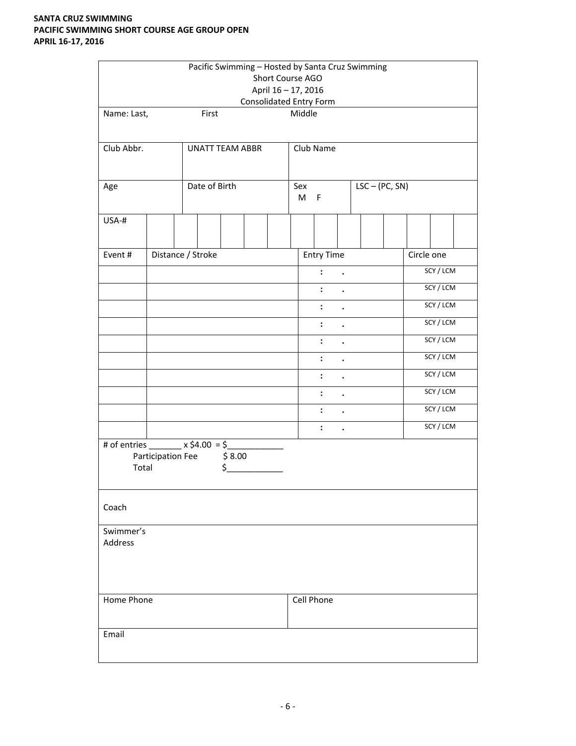Pacific Swimming – Hosted by Santa Cruz Swimming
Short Course AGO
April 16 – 17, 2016
Consolidated Entry Form

| | | | |
|---|---|---|---|
| Name: Last, | First | Middle | |
| Club Abbr. | UNATT TEAM ABBR | Club Name | |
| Age | Date of Birth | Sex M F | LSC – (PC, SN) |
| USA-# | | | |

| Event # | Distance / Stroke | Entry Time | Circle one |
|---|---|---|---|
| | | : . | SCY / LCM |
| | | : . | SCY / LCM |
| | | : . | SCY / LCM |
| | | : . | SCY / LCM |
| | | : . | SCY / LCM |
| | | : . | SCY / LCM |
| | | : . | SCY / LCM |
| | | : . | SCY / LCM |
| | | : . | SCY / LCM |
| | | : . | SCY / LCM |

\# of entries _______ x $4.00 = $____________
Participation Fee $ 8.00
Total $____________

Coach

Swimmer's Address

| | |
|---|---|
| Home Phone | Cell Phone |

Email